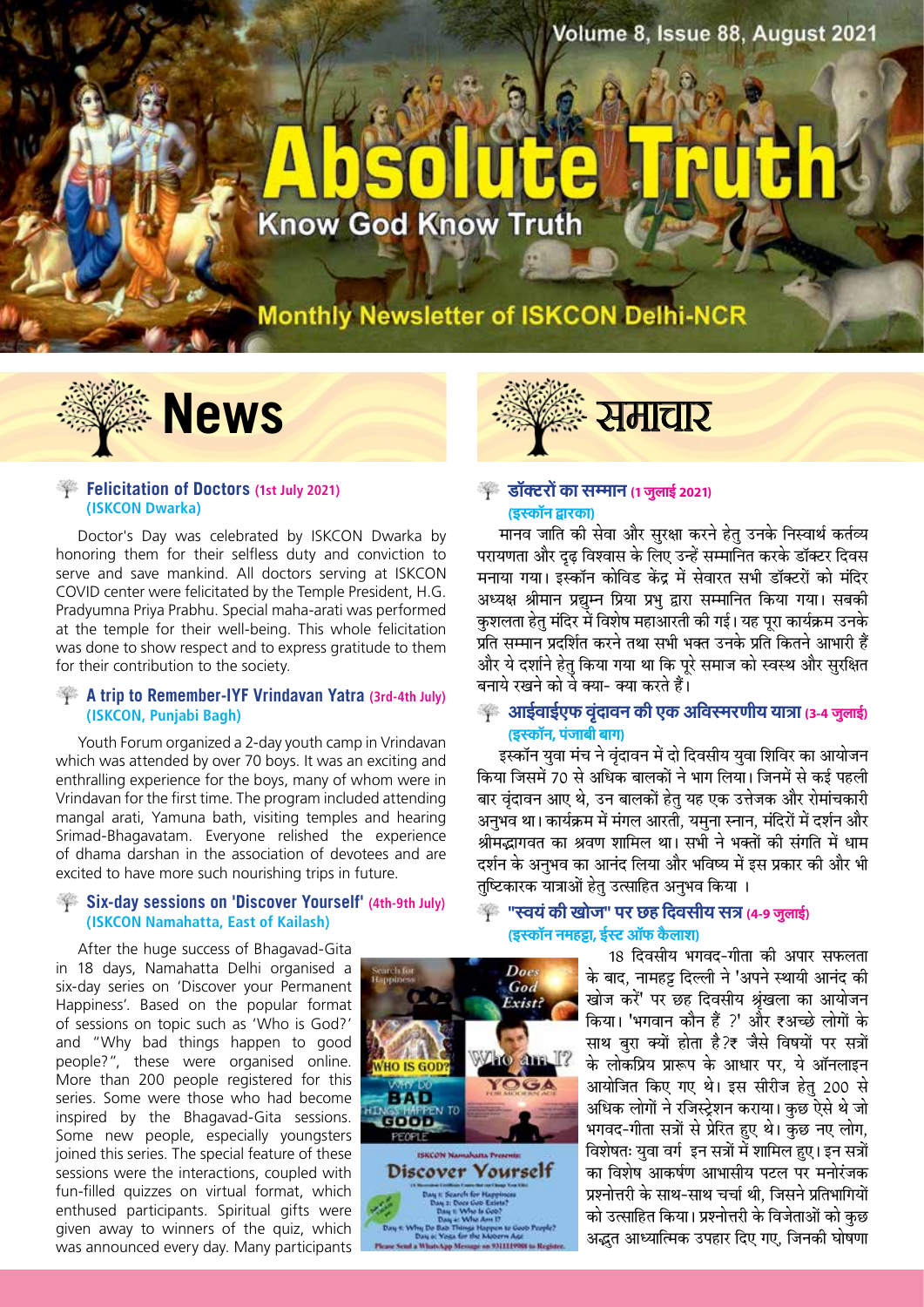# Absolute Truth

Know God Know Truth

Monthly Newsletter of ISKCON Delhi-NCR

Volume 8, Issue 88, August 2021

## News

### Felicitation of Doctors (1st July 2021) (ISKCON Dwarka)

Doctor's Day was celebrated by ISKCON Dwarka by honoring them for their selfless duty and conviction to serve and save mankind. All doctors serving at ISKCON COVID center were felicitated by the Temple President, H.G. Pradyumna Priya Prabhu. Special maha-arati was performed at the temple for their well-being. This whole felicitation was done to show respect and to express gratitude to them for their contribution to the society.

### A trip to Remember-IYF Vrindavan Yatra (3rd-4th July) (ISKCON, Punjabi Bagh)

Youth Forum organized a 2-day youth camp in Vrindavan which was attended by over 70 boys. It was an exciting and enthralling experience for the boys, many of whom were in Vrindavan for the first time. The program included attending mangal arati, Yamuna bath, visiting temples and hearing Srimad-Bhagavatam. Everyone relished the experience of dhama darshan in the association of devotees and are excited to have more such nourishing trips in future.

### Six-day sessions on 'Discover Yourself' (4th-9th July) (ISKCON Namahatta, East of Kailash)

After the huge success of Bhagavad-Gita in 18 days, Namahatta Delhi organised a six-day series on 'Discover your Permanent Happiness'. Based on the popular format of sessions on topic such as 'Who is God?' and "Why bad things happen to good people?", these were organised online. More than 200 people registered for this series. Some were those who had become inspired by the Bhagavad-Gita sessions. Some new people, especially youngsters joined this series. The special feature of these sessions were the interactions, coupled with fun-filled quizzes on virtual format, which enthused participants. Spiritual gifts were given away to winners of the quiz, which was announced every day. Many participants

## समाचार

### डॉक्टरों का सम्मान (1 जुलाई 2021) (इस्कॉन द्वारका)

मानव जाति की सेवा और सुरक्षा करने हेतु उनके निस्वार्थ कर्तव्य परायणता और दृढ़ विश्वास के लिए उन्हें सम्मानित करके डॉक्टर दिवस मनाया गया। इस्कॉन कोविड केंद्र में सेवारत सभी डॉक्टरों को मंदिर अध्यक्ष श्रीमान प्रद्युम्न प्रिया प्रभु द्वारा सम्मानित किया गया। सबकी कुशलता हेतु मंदिर में विशेष महाआरती की गई। यह पूरा कार्यक्रम उनके प्रति सम्मान प्रदर्शित करने तथा सभी भक्त उनके प्रति कितने आभारी हैं और ये दर्शाने हेतु किया गया था कि पूरे समाज को स्वस्थ और सुरक्षित बनाये रखने को वे क्या- क्या करते हैं।

### आईवाईएफ वृंदावन की एक अविस्मरणीय यात्रा (3-4 जुलाई) (इस्कॉन, पंजाबी बाग)

इस्कॉन युवा मंच ने वृंदावन में दो दिवसीय युवा शिविर का आयोजन किया जिसमें 70 से अधिक बालकों ने भाग लिया। जिनमें से कई पहली बार वृंदावन आए थे, उन बालकों हेतु यह एक उत्तेजक और रोमांचकारी अनुभव था। कार्यक्रम में मंगल आरती, यमुना स्नान, मंदिरों में दर्शन और श्रीमद्भागवत का श्रवण शामिल था। सभी ने भक्तों की संगति में धाम दर्शन के अनुभव का आनंद लिया और भविष्य में इस प्रकार की और भी तुष्टिकारक यात्राओं हेतु उत्साहित अनुभव किया ।

### "स्वयं की खोज" पर छह दिवसीय सत्र (4-9 जुलाई) (इस्कॉन नमहट्टा, ईस्ट ऑफ कैलाश)

18 दिवसीय भगवद-गीता की अपार सफलता के बाद, नामहट्ट दिल्ली ने 'अपने स्थायी आनंद की खोज करें' पर छह दिवसीय श्रृंखला का आयोजन किया। 'भगवान कौन हैं ?' और ₹अच्छे लोगों के साथ बुरा क्यों होता है?₹ जैसे विषयों पर सत्रों के लोकप्रिय प्रारूप के आधार पर, ये ऑनलाइन आयोजित किए गए थे। इस सीरीज हेतु 200 से अधिक लोगों ने रजिस्ट्रेशन कराया। कुछ ऐसे थे जो भगवद-गीता सत्रों से प्रेरित हुए थे। कुछ नए लोग, विशेषतः युवा वर्ग इन सत्रों में शामिल हुए। इन सत्रों का विशेष आकर्षण आभासीय पटल पर मनोरंजक प्रश्नोत्तरी के साथ-साथ चर्चा थी, जिसने प्रतिभागियों को उत्साहित किया। प्रश्नोत्तरी के विजेताओं को कुछ अद्भुत आध्यात्मिक उपहार दिए गए, जिनकी घोषणा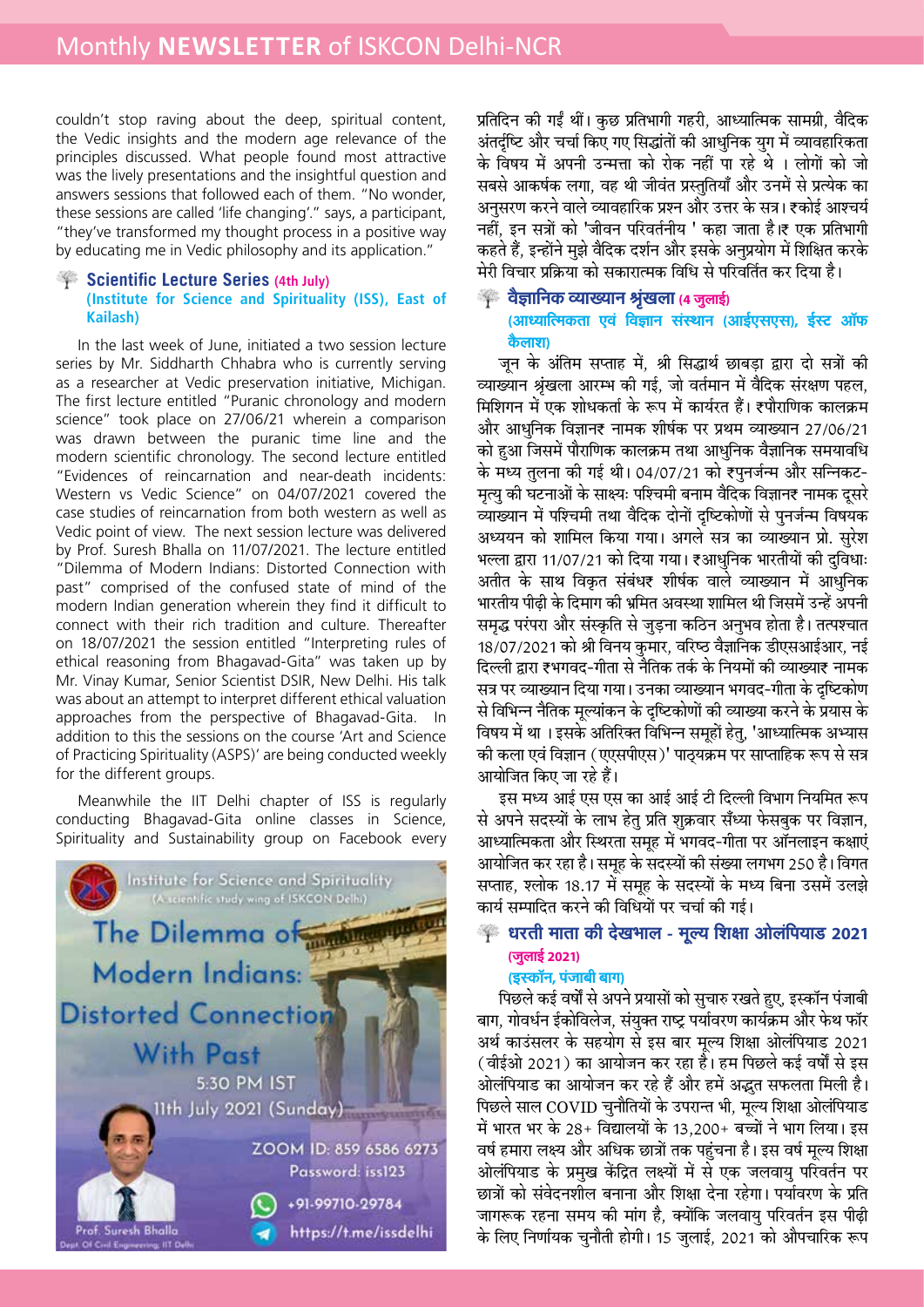couldn't stop raving about the deep, spiritual content, the Vedic insights and the modern age relevance of the principles discussed. What people found most attractive was the lively presentations and the insightful question and answers sessions that followed each of them. "No wonder, these sessions are called 'life changing'." says, a participant, "they've transformed my thought process in a positive way by educating me in Vedic philosophy and its application."

### Scientific Lecture Series (4th July)
**(Institute for Science and Spirituality (ISS), East of Kailash)**

In the last week of June, initiated a two session lecture series by Mr. Siddharth Chhabra who is currently serving as a researcher at Vedic preservation initiative, Michigan. The first lecture entitled "Puranic chronology and modern science" took place on 27/06/21 wherein a comparison was drawn between the puranic time line and the modern scientific chronology. The second lecture entitled "Evidences of reincarnation and near-death incidents: Western vs Vedic Science" on 04/07/2021 covered the case studies of reincarnation from both western as well as Vedic point of view. The next session lecture was delivered by Prof. Suresh Bhalla on 11/07/2021. The lecture entitled "Dilemma of Modern Indians: Distorted Connection with past" comprised of the confused state of mind of the modern Indian generation wherein they find it difficult to connect with their rich tradition and culture. Thereafter on 18/07/2021 the session entitled "Interpreting rules of ethical reasoning from Bhagavad-Gita" was taken up by Mr. Vinay Kumar, Senior Scientist DSIR, New Delhi. His talk was about an attempt to interpret different ethical valuation approaches from the perspective of Bhagavad-Gita. In addition to this the sessions on the course 'Art and Science of Practicing Spirituality (ASPS)' are being conducted weekly for the different groups.

Meanwhile the IIT Delhi chapter of ISS is regularly conducting Bhagavad-Gita online classes in Science, Spirituality and Sustainability group on Facebook every

Institute for Science and Spirituality (A scientific study wing of ISKCON Delhi)

The Dilemma of Modern Indians: Distorted Connection With Past

5:30 PM IST
11th July 2021 (Sunday)

ZOOM ID: 859 6586 6273
Password: iss123

+91-99710-29784
https://t.me/issdelhi

Prof. Suresh Bhalla
Dept. Of Civil Engineering, IIT Delhi

प्रतिदिन की गईं थीं। कुछ प्रतिभागी गहरी, आध्यात्मिक सामग्री, वैदिक अंतर्दृष्टि और चर्चा किए गए सिद्धांतों की आधुनिक युग में व्यावहारिकता के विषय में अपनी उन्मत्ता को रोक नहीं पा रहे थे । लोगों को जो सबसे आकर्षक लगा, वह थी जीवंत प्रस्तुतियाँ और उनमें से प्रत्येक का अनुसरण करने वाले व्यावहारिक प्रश्न और उत्तर के सत्र। ₹कोई आश्चर्य नहीं, इन सत्रों को 'जीवन परिवर्तनीय ' कहा जाता है।₹ एक प्रतिभागी कहते हैं, इन्होंने मुझे वैदिक दर्शन और इसके अनुप्रयोग में शिक्षित करके मेरी विचार प्रक्रिया को सकारात्मक विधि से परिवर्तित कर दिया है।

### वैज्ञानिक व्याख्यान श्रृंखला (4 जुलाई)
**(आध्यात्मिकता एवं विज्ञान संस्थान (आईएसएस), ईस्ट ऑफ कैलाश)**

जून के अंतिम सप्ताह में, श्री सिद्धार्थ छाबड़ा द्वारा दो सत्रों की व्याख्यान श्रृंखला आरम्भ की गई, जो वर्तमान में वैदिक संरक्षण पहल, मिशिगन में एक शोधकर्ता के रूप में कार्यरत हैं। ₹पौराणिक कालक्रम और आधुनिक विज्ञान₹ नामक शीर्षक पर प्रथम व्याख्यान 27/06/21 को हुआ जिसमें पौराणिक कालक्रम तथा आधुनिक वैज्ञानिक समयावधि के मध्य तुलना की गई थी। 04/07/21 को ₹पुनर्जन्म और सन्निकट-मृत्यु की घटनाओं के साक्ष्यः पश्चिमी बनाम वैदिक विज्ञान₹ नामक दूसरे व्याख्यान में पश्चिमी तथा वैदिक दोनों दृष्टिकोणों से पुनर्जन्म विषयक अध्ययन को शामिल किया गया। अगले सत्र का व्याख्यान प्रो. सुरेश भल्ला द्वारा 11/07/21 को दिया गया। ₹आधुनिक भारतीयों की दुविधाः अतीत के साथ विकृत संबंध₹ शीर्षक वाले व्याख्यान में आधुनिक भारतीय पीढ़ी के दिमाग की भ्रमित अवस्था शामिल थी जिसमें उन्हें अपनी समृद्ध परंपरा और संस्कृति से जुड़ना कठिन अनुभव होता है। तत्पश्चात 18/07/2021 को श्री विनय कुमार, वरिष्ठ वैज्ञानिक डीएसआईआर, नई दिल्ली द्वारा ₹भगवद-गीता से नैतिक तर्क के नियमों की व्याख्या₹ नामक सत्र पर व्याख्यान दिया गया। उनका व्याख्यान भगवद-गीता के दृष्टिकोण से विभिन्न नैतिक मूल्यांकन के दृष्टिकोणों की व्याख्या करने के प्रयास के विषय में था । इसके अतिरिक्त विभिन्न समूहों हेतु, 'आध्यात्मिक अभ्यास की कला एवं विज्ञान (एएसपीएस)' पाठ्यक्रम पर साप्ताहिक रूप से सत्र आयोजित किए जा रहे हैं।

इस मध्य आई एस एस का आई आई टी दिल्ली विभाग नियमित रूप से अपने सदस्यों के लाभ हेतु प्रति शुक्रवार सँध्या फेसबुक पर विज्ञान, आध्यात्मिकता और स्थिरता समूह में भगवद-गीता पर ऑनलाइन कक्षाएं आयोजित कर रहा है। समूह के सदस्यों की संख्या लगभग 250 है। विगत सप्ताह, श्लोक 18.17 में समूह के सदस्यों के मध्य बिना उसमें उलझे कार्य सम्पादित करने की विधियों पर चर्चा की गई।

### धरती माता की देखभाल - मूल्य शिक्षा ओलंपियाड 2021
**(जुलाई 2021)**
**(इस्कॉन, पंजाबी बाग)**

पिछले कई वर्षों से अपने प्रयासों को सुचारु रखते हुए, इस्कॉन पंजाबी बाग, गोवर्धन ईकोविलेज, संयुक्त राष्ट्र पर्यावरण कार्यक्रम और फेथ फॉर अर्थ काउंसलर के सहयोग से इस बार मूल्य शिक्षा ओलंपियाड 2021 (वीईओ 2021) का आयोजन कर रहा है। हम पिछले कई वर्षों से इस ओलंपियाड का आयोजन कर रहे हैं और हमें अद्भुत सफलता मिली है। पिछले साल COVID चुनौतियों के उपरान्त भी, मूल्य शिक्षा ओलंपियाड में भारत भर के 28+ विद्यालयों के 13,200+ बच्चों ने भाग लिया। इस वर्ष हमारा लक्ष्य और अधिक छात्रों तक पहुंचना है। इस वर्ष मूल्य शिक्षा ओलंपियाड के प्रमुख केंद्रित लक्ष्यों में से एक जलवायु परिवर्तन पर छात्रों को संवेदनशील बनाना और शिक्षा देना रहेगा। पर्यावरण के प्रति जागरूक रहना समय की मांग है, क्योंकि जलवायु परिवर्तन इस पीढ़ी के लिए निर्णायक चुनौती होगी। 15 जुलाई, 2021 को औपचारिक रूप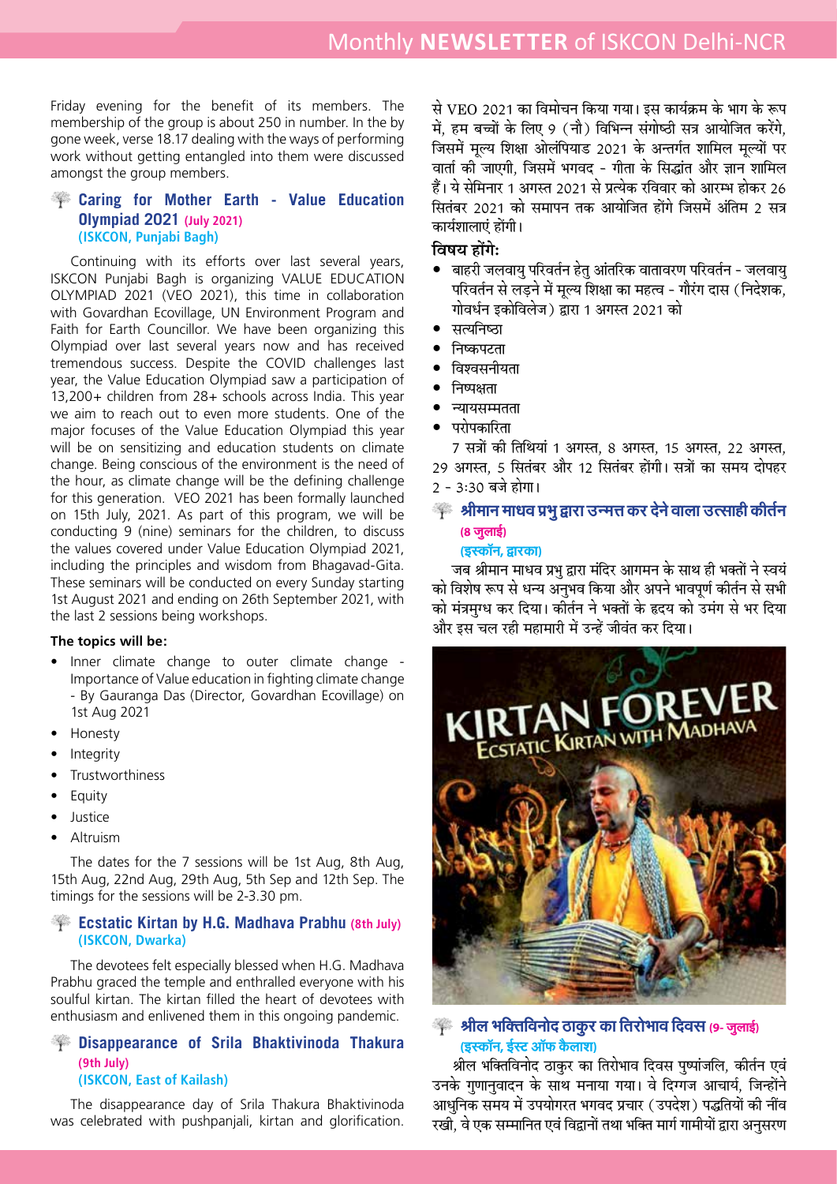Friday evening for the benefit of its members. The membership of the group is about 250 in number. In the by gone week, verse 18.17 dealing with the ways of performing work without getting entangled into them were discussed amongst the group members.

### Caring for Mother Earth - Value Education Olympiad 2021 (July 2021)
**(ISKCON, Punjabi Bagh)**

Continuing with its efforts over last several years, ISKCON Punjabi Bagh is organizing VALUE EDUCATION OLYMPIAD 2021 (VEO 2021), this time in collaboration with Govardhan Ecovillage, UN Environment Program and Faith for Earth Councillor. We have been organizing this Olympiad over last several years now and has received tremendous success. Despite the COVID challenges last year, the Value Education Olympiad saw a participation of 13,200+ children from 28+ schools across India. This year we aim to reach out to even more students. One of the major focuses of the Value Education Olympiad this year will be on sensitizing and education students on climate change. Being conscious of the environment is the need of the hour, as climate change will be the defining challenge for this generation. VEO 2021 has been formally launched on 15th July, 2021. As part of this program, we will be conducting 9 (nine) seminars for the children, to discuss the values covered under Value Education Olympiad 2021, including the principles and wisdom from Bhagavad-Gita. These seminars will be conducted on every Sunday starting 1st August 2021 and ending on 26th September 2021, with the last 2 sessions being workshops.

**The topics will be:**

- Inner climate change to outer climate change - Importance of Value education in fighting climate change - By Gauranga Das (Director, Govardhan Ecovillage) on 1st Aug 2021
- Honesty
- Integrity
- Trustworthiness
- Equity
- Justice
- Altruism

The dates for the 7 sessions will be 1st Aug, 8th Aug, 15th Aug, 22nd Aug, 29th Aug, 5th Sep and 12th Sep. The timings for the sessions will be 2-3.30 pm.

### Ecstatic Kirtan by H.G. Madhava Prabhu (8th July)
**(ISKCON, Dwarka)**

The devotees felt especially blessed when H.G. Madhava Prabhu graced the temple and enthralled everyone with his soulful kirtan. The kirtan filled the heart of devotees with enthusiasm and enlivened them in this ongoing pandemic.

### Disappearance of Srila Bhaktivinoda Thakura (9th July)
**(ISKCON, East of Kailash)**

The disappearance day of Srila Thakura Bhaktivinoda was celebrated with pushpanjali, kirtan and glorification.

से VEO 2021 का विमोचन किया गया। इस कार्यक्रम के भाग के रूप में, हम बच्चों के लिए 9 (नौ) विभिन्न संगोष्ठी सत्र आयोजित करेंगे, जिसमें मूल्य शिक्षा ओलंपियाड 2021 के अन्तर्गत शामिल मूल्यों पर वार्ता की जाएगी, जिसमें भगवद - गीता के सिद्धांत और ज्ञान शामिल हैं। ये सेमिनार 1 अगस्त 2021 से प्रत्येक रविवार को आरम्भ होकर 26 सितंबर 2021 को समापन तक आयोजित होंगे जिसमें अंतिम 2 सत्र कार्यशालाएं होंगी।

**विषय होंगे:**

- बाहरी जलवायु परिवर्तन हेतु आंतरिक वातावरण परिवर्तन - जलवायु परिवर्तन से लड़ने में मूल्य शिक्षा का महत्व - गौरंग दास (निदेशक, गोवर्धन इकोविलेज) द्वारा 1 अगस्त 2021 को
- सत्यनिष्ठा
- निष्कपटता
- विश्वसनीयता
- निष्पक्षता
- न्यायसम्मतता
- परोपकारिता

7 सत्रों की तिथियां 1 अगस्त, 8 अगस्त, 15 अगस्त, 22 अगस्त, 29 अगस्त, 5 सितंबर और 12 सितंबर होंगी। सत्रों का समय दोपहर 2 - 3:30 बजे होगा।

### श्रीमान माधव प्रभु द्वारा उन्मत्त कर देने वाला उत्साही कीर्तन (8 जुलाई)
**(इस्कॉन, द्वारका)**

जब श्रीमान माधव प्रभु द्वारा मंदिर आगमन के साथ ही भक्तों ने स्वयं को विशेष रूप से धन्य अनुभव किया और अपने भावपूर्ण कीर्तन से सभी को मंत्रमुग्ध कर दिया। कीर्तन ने भक्तों के हृदय को उमंग से भर दिया और इस चल रही महामारी में उन्हें जीवंत कर दिया।

### श्रील भक्तिविनोद ठाकुर का तिरोभाव दिवस (9- जुलाई)
**(इस्कॉन, ईस्ट ऑफ कैलाश)**

श्रील भक्तिविनोद ठाकुर का तिरोभाव दिवस पुष्पांजलि, कीर्तन एवं उनके गुणानुवादन के साथ मनाया गया। वे दिग्गज आचार्य, जिन्होंने आधुनिक समय में उपयोगरत भगवद प्रचार (उपदेश) पद्धतियों की नींव रखी, वे एक सम्मानित एवं विद्वानों तथा भक्ति मार्ग गामीयों द्वारा अनुसरण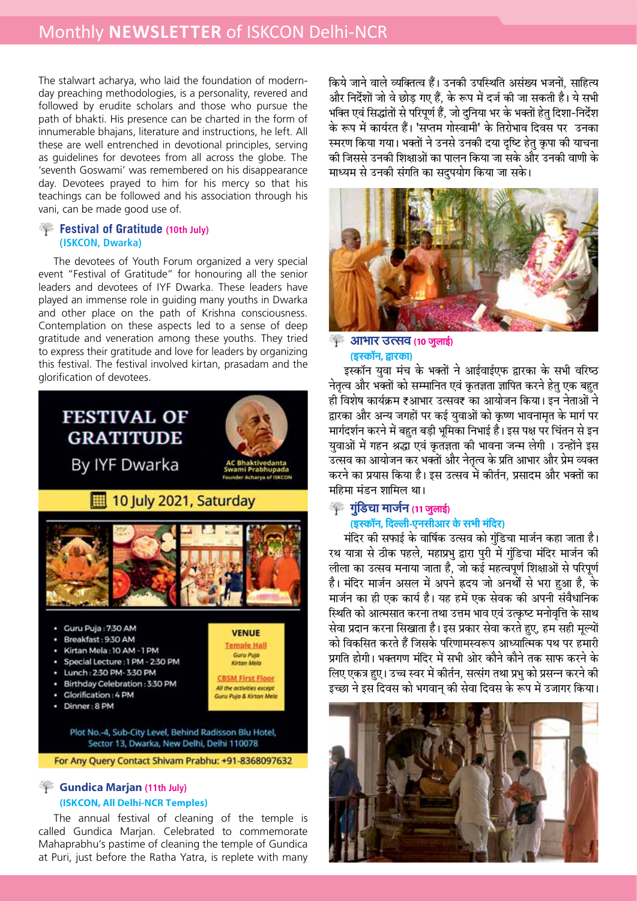The stalwart acharya, who laid the foundation of modern-day preaching methodologies, is a personality, revered and followed by erudite scholars and those who pursue the path of bhakti. His presence can be charted in the form of innumerable bhajans, literature and instructions, he left. All these are well entrenched in devotional principles, serving as guidelines for devotees from all across the globe. The 'seventh Goswami' was remembered on his disappearance day. Devotees prayed to him for his mercy so that his teachings can be followed and his association through his vani, can be made good use of.

### Festival of Gratitude (10th July) (ISKCON, Dwarka)

The devotees of Youth Forum organized a very special event "Festival of Gratitude" for honouring all the senior leaders and devotees of IYF Dwarka. These leaders have played an immense role in guiding many youths in Dwarka and other place on the path of Krishna consciousness. Contemplation on these aspects led to a sense of deep gratitude and veneration among these youths. They tried to express their gratitude and love for leaders by organizing this festival. The festival involved kirtan, prasadam and the glorification of devotees.

**FESTIVAL OF GRATITUDE**
By IYF Dwarka

AC Bhaktivedanta Swami Prabhupada
Founder Acharya of ISKCON

10 July 2021, Saturday

- Guru Puja : 7:30 AM
- Breakfast : 9:30 AM
- Kirtan Mela : 10 AM - 1 PM
- Special Lecture : 1 PM - 2:30 PM
- Lunch : 2:30 PM- 3:30 PM
- Birthday Celebration : 3:30 PM
- Glorification : 4 PM
- Dinner : 8 PM

**VENUE**
Temple Hall — *Guru Puja, Kirtan Mela*
CBSM First Floor — *All the activities except Guru Puja & Kirtan Mela*

Plot No.-4, Sub-City Level, Behind Radisson Blu Hotel, Sector 13, Dwarka, New Delhi, Delhi 110078

For Any Query Contact Shivam Prabhu: +91-8368097632

### Gundica Marjan (11th July) (ISKCON, All Delhi-NCR Temples)

The annual festival of cleaning of the temple is called Gundica Marjan. Celebrated to commemorate Mahaprabhu's pastime of cleaning the temple of Gundica at Puri, just before the Ratha Yatra, is replete with many

किये जाने वाले व्यक्तित्व हैं। उनकी उपस्थिति असंख्य भजनों, साहित्य और निर्देशों जो वे छोड़ गए हैं, के रूप में दर्ज की जा सकती है। ये सभी भक्ति एवं सिद्धांतों से परिपूर्ण हैं, जो दुनिया भर के भक्तों हेतु दिशा-निर्देश के रूप में कार्यरत हैं। 'सप्तम गोस्वामी' के तिरोभाव दिवस पर उनका स्मरण किया गया। भक्तों ने उनसे उनकी दया दृष्टि हेतु कृपा की याचना की जिससे उनकी शिक्षाओं का पालन किया जा सके और उनकी वाणी के माध्यम से उनकी संगति का सदुपयोग किया जा सके।

### आभार उत्सव (10 जुलाई) (इस्कॉन, द्वारका)

इस्कॉन युवा मंच के भक्तों ने आईवाईएफ द्वारका के सभी वरिष्ठ नेतृत्व और भक्तों को सम्मानित एवं कृतज्ञता ज्ञापित करने हेतु एक बहुत ही विशेष कार्यक्रम ₹आभार उत्सव₹ का आयोजन किया। इन नेताओं ने द्वारका और अन्य जगहों पर कई युवाओं को कृष्ण भावनामृत के मार्ग पर मार्गदर्शन करने में बहुत बड़ी भूमिका निभाई है। इस पक्ष पर चिंतन से इन युवाओं में गहन श्रद्धा एवं कृतज्ञता की भावना जन्म लेगी । उन्होंने इस उत्सव का आयोजन कर भक्तों और नेतृत्व के प्रति आभार और प्रेम व्यक्त करने का प्रयास किया है। इस उत्सव में कीर्तन, प्रसादम और भक्तों का महिमा मंडन शामिल था।

### गुंडिचा मार्जन (11 जुलाई) (इस्कॉन, दिल्ली-एनसीआर के सभी मंदिर)

मंदिर की सफाई के वार्षिक उत्सव को गुंडिचा मार्जन कहा जाता है। रथ यात्रा से ठीक पहले, महाप्रभु द्वारा पुरी में गुंडिचा मंदिर मार्जन की लीला का उत्सव मनाया जाता है, जो कई महत्वपूर्ण शिक्षाओं से परिपूर्ण है। मंदिर मार्जन असल में अपने हृदय जो अनर्थों से भरा हुआ है, के मार्जन का ही एक कार्य है। यह हमें एक सेवक की अपनी संवैधानिक स्थिति को आत्मसात करना तथा उत्तम भाव एवं उत्कृष्ट मनोवृत्ति के साथ सेवा प्रदान करना सिखाता है। इस प्रकार सेवा करते हुए, हम सही मूल्यों को विकसित करते हैं जिसके परिणामस्वरूप आध्यात्मिक पथ पर हमारी प्रगति होगी। भक्तगण मंदिर में सभी ओर कोने कोने तक साफ करने के लिए एकत्र हुए। उच्च स्वर में कीर्तन, सत्संग तथा प्रभु को प्रसन्न करने की इच्छा ने इस दिवस को भगवान् की सेवा दिवस के रूप में उजागर किया।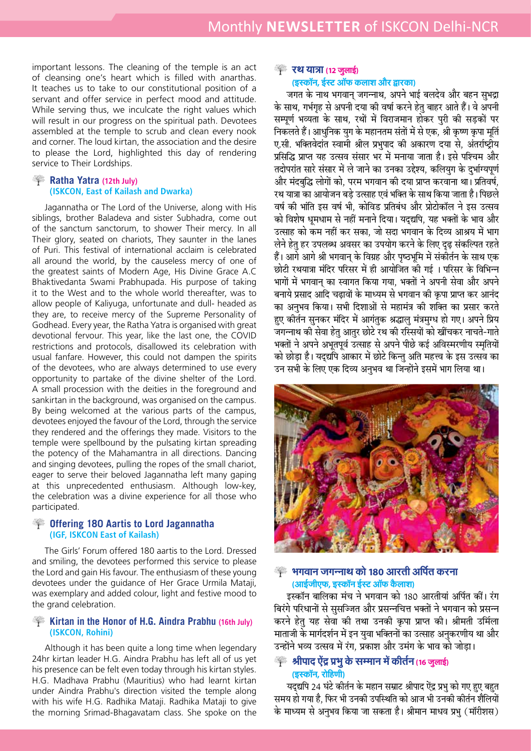important lessons. The cleaning of the temple is an act of cleansing one's heart which is filled with anarthas. It teaches us to take to our constitutional position of a servant and offer service in perfect mood and attitude. While serving thus, we inculcate the right values which will result in our progress on the spiritual path. Devotees assembled at the temple to scrub and clean every nook and corner. The loud kirtan, the association and the desire to please the Lord, highlighted this day of rendering service to Their Lordships.

### Ratha Yatra (12th July)
**(ISKCON, East of Kailash and Dwarka)**

Jagannatha or The Lord of the Universe, along with His siblings, brother Baladeva and sister Subhadra, come out of the sanctum sanctorum, to shower Their mercy. In all Their glory, seated on chariots, They saunter in the lanes of Puri. This festival of international acclaim is celebrated all around the world, by the causeless mercy of one of the greatest saints of Modern Age, His Divine Grace A.C Bhaktidanta Swami Prabhupada. His purpose of taking it to the West and to the whole world thereafter, was to allow people of Kaliyuga, unfortunate and dull- headed as they are, to receive mercy of the Supreme Personality of Godhead. Every year, the Ratha Yatra is organised with great devotional fervour. This year, like the last one, the COVID restrictions and protocols, disallowed its celebration with usual fanfare. However, this could not dampen the spirits of the devotees, who are always determined to use every opportunity to partake of the divine shelter of the Lord. A small procession with the deities in the foreground and sankirtan in the background, was organised on the campus. By being welcomed at the various parts of the campus, devotees enjoyed the favour of the Lord, through the service they rendered and the offerings they made. Visitors to the temple were spellbound by the pulsating kirtan spreading the potency of the Mahamantra in all directions. Dancing and singing devotees, pulling the ropes of the small chariot, eager to serve their beloved Jagannatha left many gaping at this unprecedented enthusiasm. Although low-key, the celebration was a divine experience for all those who participated.

### Offering 180 Aartis to Lord Jagannatha
**(IGF, ISKCON East of Kailash)**

The Girls' Forum offered 180 aartis to the Lord. Dressed and smiling, the devotees performed this service to please the Lord and gain His favour. The enthusiasm of these young devotees under the guidance of Her Grace Urmila Mataji, was exemplary and added colour, light and festive mood to the grand celebration.

### Kirtan in the Honor of H.G. Aindra Prabhu (16th July)
**(ISKCON, Rohini)**

Although it has been quite a long time when legendary 24hr kirtan leader H.G. Aindra Prabhu has left all of us yet his presence can be felt even today through his kirtan styles. H.G. Madhava Prabhu (Mauritius) who had learnt kirtan under Aindra Prabhu's direction visited the temple along with his wife H.G. Radhika Mataji. Radhika Mataji to give the morning Srimad-Bhagavatam class. She spoke on the

### रथ यात्रा (12 जुलाई)
**(इस्कॉन, ईस्ट ऑफ कलाश और द्वारका)**

जगत के नाथ भगवान् जगन्नाथ, अपने भाई बलदेव और बहन सुभद्रा के साथ, गर्भगृह से अपनी दया की वर्षा करने हेतु बाहर आते हैं। वे अपनी सम्पूर्ण भव्यता के साथ, रथों में विराजमान होकर पुरी की सड़कों पर निकलते हैं। आधुनिक युग के महानतम संतों में से एक, श्री कृष्ण कृपा मूर्ति ए.सी. भक्तिवेदांत स्वामी श्रील प्रभुपाद की अकारण दया से, अंतर्राष्ट्रीय प्रसिद्धि प्राप्त यह उत्सव संसार भर में मनाया जाता है। इसे पश्चिम और तदोपरांत सारे संसार में ले जाने का उनका उद्देश्य, कलियुग के दुर्भाग्यपूर्ण और मंदबुद्धि लोगों को, परम भगवान की दया प्राप्त करवाना था। प्रतिवर्ष, रथ यात्रा का आयोजन बड़े उत्साह एवं भक्ति के साथ किया जाता है। पिछले वर्ष की भांति इस वर्ष भी, कोविड प्रतिबंध और प्रोटोकॉल ने इस उत्सव को विशेष धूमधाम से नहीं मनाने दिया। यद्यपि, यह भक्तों के भाव और उत्साह को कम नहीं कर सका, जो सदा भगवान के दिव्य आश्रय में भाग लेने हेतु हर उपलब्ध अवसर का उपयोग करने के लिए दृढ़ संकल्पित रहते हैं। आगे आगे श्री भगवान् के विग्रह और पृष्ठभूमि में संकीर्तन के साथ एक छोटी रथयात्रा मंदिर परिसर में ही आयोजित की गई । परिसर के विभिन्न भागों में भगवान् का स्वागत किया गया, भक्तों ने अपनी सेवा और अपने बनाये प्रसाद आदि चढ़ावों के माध्यम से भगवान की कृपा प्राप्त कर आनंद का अनुभव किया। सभी दिशाओं से महामंत्र की शक्ति का प्रसार करते हुए कीर्तन सुनकर मंदिर में आगंतुक श्रद्धालु मंत्रमुग्ध हो गए। अपने प्रिय जगन्नाथ की सेवा हेतु आतुर छोटे रथ की रस्सियों को खींचकर नाचते-गाते भक्तों ने अपने अभूतपूर्व उत्साह से अपने पीछे कई अविस्मरणीय स्मृतियों को छोड़ा है। यद्यपि आकार में छोटे किन्तु अति महत्त्व के इस उत्सव का उन सभी के लिए एक दिव्य अनुभव था जिन्होंने इसमें भाग लिया था।

### भगवान जगन्नाथ को 180 आरती अर्पित करना
**(आईजीएफ, इस्कॉन ईस्ट ऑफ कैलाश)**

इस्कॉन बालिका मंच ने भगवान को 180 आरतीयां अर्पित कीं। रंग बिरंगे परिधानों से सुसज्जित और प्रसन्नचित्त भक्तों ने भगवान को प्रसन्न करने हेतु यह सेवा की तथा उनकी कृपा प्राप्त की। श्रीमती उर्मिला माताजी के मार्गदर्शन में इन युवा भक्तिनों का उत्साह अनुकरणीय था और उन्होंने भव्य उत्सव में रंग, प्रकाश और उमंग के भाव को जोड़ा।

### श्रीपाद ऐंद्र प्रभु के सम्मान में कीर्तन (16 जुलाई)
**(इस्कॉन, रोहिणी)**

यद्यपि 24 घंटे कीर्तन के महान सम्राट श्रीपाद ऐंद्र प्रभु को गए हुए बहुत समय हो गया है, फिर भी उनकी उपस्थिति को आज भी उनकी कीर्तन शैलियों के माध्यम से अनुभव किया जा सकता है। श्रीमान माधव प्रभु (मॉरीशस)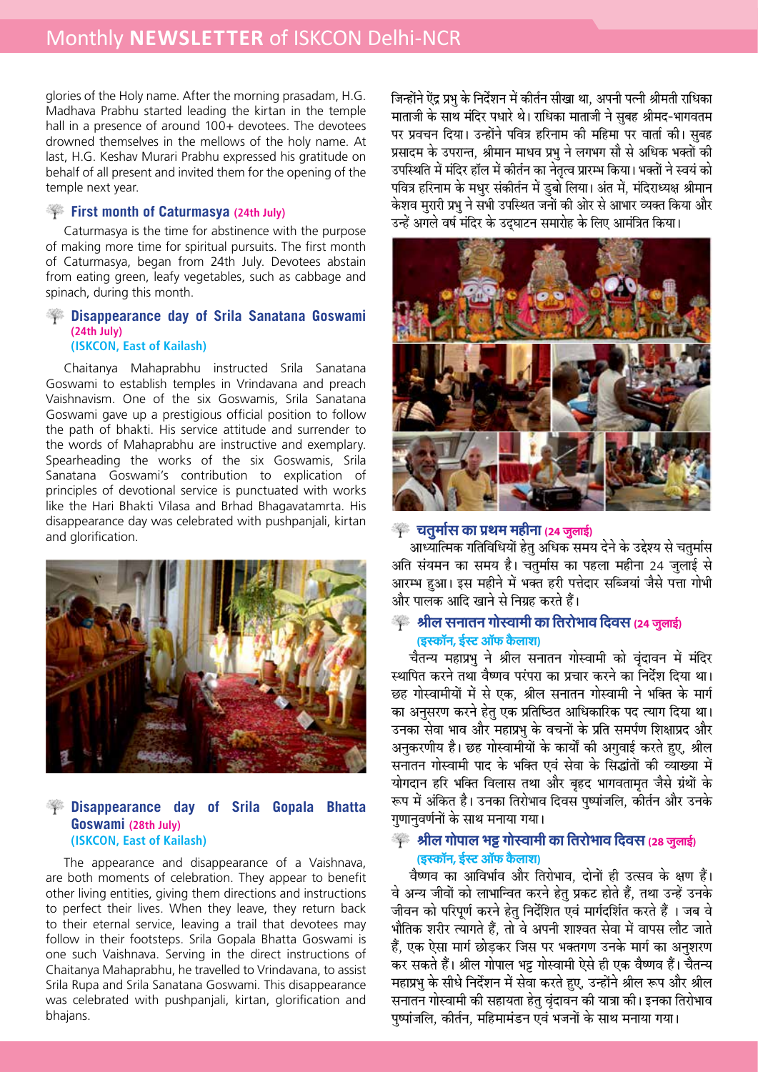glories of the Holy name. After the morning prasadam, H.G. Madhava Prabhu started leading the kirtan in the temple hall in a presence of around 100+ devotees. The devotees drowned themselves in the mellows of the holy name. At last, H.G. Keshav Murari Prabhu expressed his gratitude on behalf of all present and invited them for the opening of the temple next year.

### First month of Caturmasya (24th July)

Caturmasya is the time for abstinence with the purpose of making more time for spiritual pursuits. The first month of Caturmasya, began from 24th July. Devotees abstain from eating green, leafy vegetables, such as cabbage and spinach, during this month.

### Disappearance day of Srila Sanatana Goswami (24th July) (ISKCON, East of Kailash)

Chaitanya Mahaprabhu instructed Srila Sanatana Goswami to establish temples in Vrindavana and preach Vaishnavism. One of the six Goswamis, Srila Sanatana Goswami gave up a prestigious official position to follow the path of bhakti. His service attitude and surrender to the words of Mahaprabhu are instructive and exemplary. Spearheading the works of the six Goswamis, Srila Sanatana Goswami's contribution to explication of principles of devotional service is punctuated with works like the Hari Bhakti Vilasa and Brhad Bhagavatamrta. His disappearance day was celebrated with pushpanjali, kirtan and glorification.

### Disappearance day of Srila Gopala Bhatta Goswami (28th July) (ISKCON, East of Kailash)

The appearance and disappearance of a Vaishnava, are both moments of celebration. They appear to benefit other living entities, giving them directions and instructions to perfect their lives. When they leave, they return back to their eternal service, leaving a trail that devotees may follow in their footsteps. Srila Gopala Bhatta Goswami is one such Vaishnava. Serving in the direct instructions of Chaitanya Mahaprabhu, he travelled to Vrindavana, to assist Srila Rupa and Srila Sanatana Goswami. This disappearance was celebrated with pushpanjali, kirtan, glorification and bhajans.

जिन्होंने ऐंद्र प्रभु के निर्देशन में कीर्तन सीखा था, अपनी पत्नी श्रीमती राधिका माताजी के साथ मंदिर पधारे थे। राधिका माताजी ने सुबह श्रीमद्-भागवतम पर प्रवचन दिया। उन्होंने पवित्र हरिनाम की महिमा पर वार्ता की। सुबह प्रसादम के उपरान्त, श्रीमान माधव प्रभु ने लगभग सौ से अधिक भक्तों की उपस्थिति में मंदिर हॉल में कीर्तन का नेतृत्व प्रारम्भ किया। भक्तों ने स्वयं को पवित्र हरिनाम के मधुर संकीर्तन में डुबो लिया। अंत में, मंदिराध्यक्ष श्रीमान केशव मुरारी प्रभु ने सभी उपस्थित जनों की ओर से आभार व्यक्त किया और उन्हें अगले वर्ष मंदिर के उद्घाटन समारोह के लिए आमंत्रित किया।

### चतुर्मास का प्रथम महीना (24 जुलाई)

आध्यात्मिक गतिविधियों हेतु अधिक समय देने के उद्देश्य से चतुर्मास अति संयमन का समय है। चतुर्मास का पहला महीना 24 जुलाई से आरम्भ हुआ। इस महीने में भक्त हरी पत्तेदार सब्जियां जैसे पत्ता गोभी और पालक आदि खाने से निग्रह करते हैं।

### श्रील सनातन गोस्वामी का तिरोभाव दिवस (24 जुलाई) (इस्कॉन, ईस्ट ऑफ कैलाश)

चैतन्य महाप्रभु ने श्रील सनातन गोस्वामी को वृंदावन में मंदिर स्थापित करने तथा वैष्णव परंपरा का प्रचार करने का निर्देश दिया था। छह गोस्वामीयों में से एक, श्रील सनातन गोस्वामी ने भक्ति के मार्ग का अनुसरण करने हेतु एक प्रतिष्ठित आधिकारिक पद त्याग दिया था। उनका सेवा भाव और महाप्रभु के वचनों के प्रति समर्पण शिक्षाप्रद और अनुकरणीय है। छह गोस्वामीयों के कार्यों की अगुवाई करते हुए, श्रील सनातन गोस्वामी पाद के भक्ति एवं सेवा के सिद्धांतों की व्याख्या में योगदान हरि भक्ति विलास तथा और बृहद भागवतामृत जैसे ग्रंथों के रूप में अंकित है। उनका तिरोभाव दिवस पुष्पांजलि, कीर्तन और उनके गुणानुवर्णनों के साथ मनाया गया।

### श्रील गोपाल भट्ट गोस्वामी का तिरोभाव दिवस (28 जुलाई) (इस्कॉन, ईस्ट ऑफ कैलाश)

वैष्णव का आविर्भाव और तिरोभाव, दोनों ही उत्सव के क्षण हैं। वे अन्य जीवों को लाभान्वित करने हेतु प्रकट होते हैं, तथा उन्हें उनके जीवन को परिपूर्ण करने हेतु निर्देशित एवं मार्गदर्शित करते हैं । जब वे भौतिक शरीर त्यागते हैं, तो वे अपनी शाश्वत सेवा में वापस लौट जाते हैं, एक ऐसा मार्ग छोड़कर जिस पर भक्तगण उनके मार्ग का अनुशरण कर सकते हैं। श्रील गोपाल भट्ट गोस्वामी ऐसे ही एक वैष्णव हैं। चैतन्य महाप्रभु के सीधे निर्देशन में सेवा करते हुए, उन्होंने श्रील रूप और श्रील सनातन गोस्वामी की सहायता हेतु वृंदावन की यात्रा की। इनका तिरोभाव पुष्पांजलि, कीर्तन, महिमामंडन एवं भजनों के साथ मनाया गया।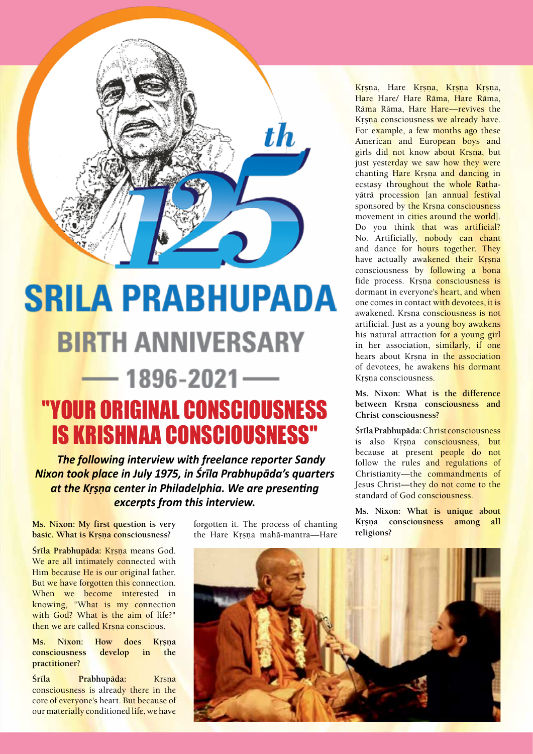# 125th SRILA PRABHUPADA BIRTH ANNIVERSARY

## — 1896-2021 —

# "YOUR ORIGINAL CONSCIOUSNESS IS KRISHNAA CONSCIOUSNESS"

***The following interview with freelance reporter Sandy Nixon took place in July 1975, in Śrīla Prabhupāda's quarters at the Kṛṣṇa center in Philadelphia. We are presenting excerpts from this interview.***

**Ms. Nixon: My first question is very basic. What is Kṛṣṇa consciousness?**

**Śrīla Prabhupāda:** Kṛṣṇa means God. We are all intimately connected with Him because He is our original father. But we have forgotten this connection. When we become interested in knowing, "What is my connection with God? What is the aim of life?" then we are called Kṛṣṇa conscious.

**Ms. Nixon: How does Kṛṣṇa consciousness develop in the practitioner?**

**Śrīla Prabhupāda:** Kṛṣṇa consciousness is already there in the core of everyone's heart. But because of our materially conditioned life, we have forgotten it. The process of chanting the Hare Kṛṣṇa mahā-mantra—Hare Kṛṣṇa, Hare Kṛṣṇa, Kṛṣṇa Kṛṣṇa, Hare Hare/ Hare Rāma, Hare Rāma, Rāma Rāma, Hare Hare—revives the Kṛṣṇa consciousness we already have. For example, a few months ago these American and European boys and girls did not know about Kṛṣṇa, but just yesterday we saw how they were chanting Hare Kṛṣṇa and dancing in ecstasy throughout the whole Ratha-yātrā procession [an annual festival sponsored by the Kṛṣṇa consciousness movement in cities around the world]. Do you think that was artificial? No. Artificially, nobody can chant and dance for hours together. They have actually awakened their Kṛṣṇa consciousness by following a bona fide process. Kṛṣṇa consciousness is dormant in everyone's heart, and when one comes in contact with devotees, it is awakened. Kṛṣṇa consciousness is not artificial. Just as a young boy awakens his natural attraction for a young girl in her association, similarly, if one hears about Kṛṣṇa in the association of devotees, he awakens his dormant Kṛṣṇa consciousness.

**Ms. Nixon: What is the difference between Kṛṣṇa consciousness and Christ consciousness?**

**Śrīla Prabhupāda:** Christ consciousness is also Kṛṣṇa consciousness, but because at present people do not follow the rules and regulations of Christianity—the commandments of Jesus Christ—they do not come to the standard of God consciousness.

**Ms. Nixon: What is unique about Kṛṣṇa consciousness among all religions?**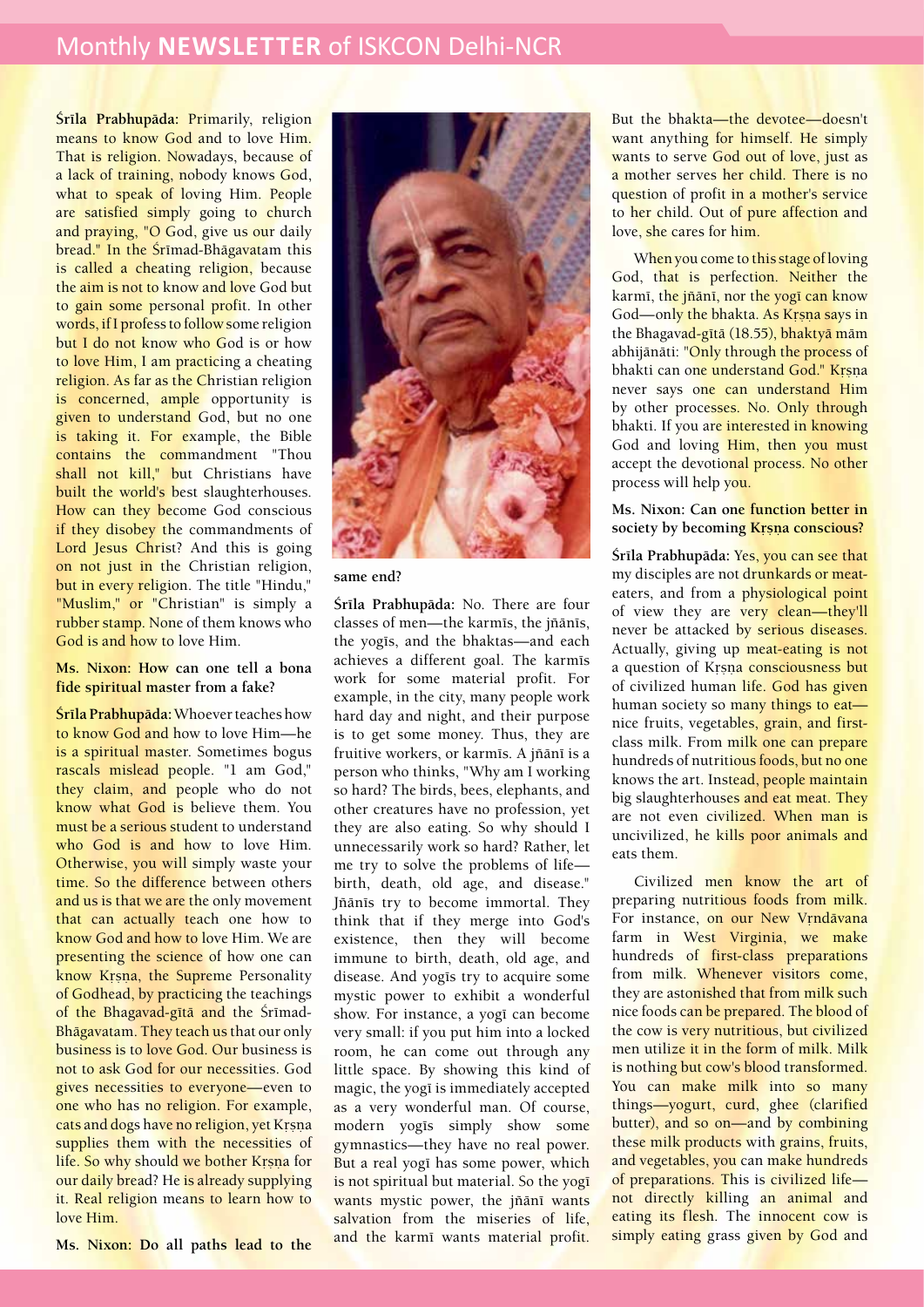**Śrīla Prabhupāda:** Primarily, religion means to know God and to love Him. That is religion. Nowadays, because of a lack of training, nobody knows God, what to speak of loving Him. People are satisfied simply going to church and praying, "O God, give us our daily bread." In the Śrīmad-Bhāgavatam this is called a cheating religion, because the aim is not to know and love God but to gain some personal profit. In other words, if I profess to follow some religion but I do not know who God is or how to love Him, I am practicing a cheating religion. As far as the Christian religion is concerned, ample opportunity is given to understand God, but no one is taking it. For example, the Bible contains the commandment "Thou shall not kill," but Christians have built the world's best slaughterhouses. How can they become God conscious if they disobey the commandments of Lord Jesus Christ? And this is going on not just in the Christian religion, but in every religion. The title "Hindu," "Muslim," or "Christian" is simply a rubber stamp. None of them knows who God is and how to love Him.

**Ms. Nixon: How can one tell a bona fide spiritual master from a fake?**

**Śrīla Prabhupāda:** Whoever teaches how to know God and how to love Him—he is a spiritual master. Sometimes bogus rascals mislead people. "I am God," they claim, and people who do not know what God is believe them. You must be a serious student to understand who God is and how to love Him. Otherwise, you will simply waste your time. So the difference between others and us is that we are the only movement that can actually teach one how to know God and how to love Him. We are presenting the science of how one can know Kṛṣṇa, the Supreme Personality of Godhead, by practicing the teachings of the Bhagavad-gītā and the Śrīmad-Bhāgavatam. They teach us that our only business is to love God. Our business is not to ask God for our necessities. God gives necessities to everyone—even to one who has no religion. For example, cats and dogs have no religion, yet Kṛṣṇa supplies them with the necessities of life. So why should we bother Kṛṣṇa for our daily bread? He is already supplying it. Real religion means to learn how to love Him.

**Ms. Nixon: Do all paths lead to the same end?**

**Śrīla Prabhupāda:** No. There are four classes of men—the karmīs, the jñānīs, the yogīs, and the bhaktas—and each achieves a different goal. The karmīs work for some material profit. For example, in the city, many people work hard day and night, and their purpose is to get some money. Thus, they are fruitive workers, or karmīs. A jñānī is a person who thinks, "Why am I working so hard? The birds, bees, elephants, and other creatures have no profession, yet they are also eating. So why should I unnecessarily work so hard? Rather, let me try to solve the problems of life—birth, death, old age, and disease." Jñānīs try to become immortal. They think that if they merge into God's existence, then they will become immune to birth, death, old age, and disease. And yogīs try to acquire some mystic power to exhibit a wonderful show. For instance, a yogī can become very small: if you put him into a locked room, he can come out through any little space. By showing this kind of magic, the yogī is immediately accepted as a very wonderful man. Of course, modern yogīs simply show some gymnastics—they have no real power. But a real yogī has some power, which is not spiritual but material. So the yogī wants mystic power, the jñānī wants salvation from the miseries of life, and the karmī wants material profit. But the bhakta—the devotee—doesn't want anything for himself. He simply wants to serve God out of love, just as a mother serves her child. There is no question of profit in a mother's service to her child. Out of pure affection and love, she cares for him.

When you come to this stage of loving God, that is perfection. Neither the karmī, the jñānī, nor the yogī can know God—only the bhakta. As Kṛṣṇa says in the Bhagavad-gītā (18.55), bhaktyā mām abhijānāti: "Only through the process of bhakti can one understand God." Kṛṣṇa never says one can understand Him by other processes. No. Only through bhakti. If you are interested in knowing God and loving Him, then you must accept the devotional process. No other process will help you.

**Ms. Nixon: Can one function better in society by becoming Kṛṣṇa conscious?**

**Śrīla Prabhupāda:** Yes, you can see that my disciples are not drunkards or meat-eaters, and from a physiological point of view they are very clean—they'll never be attacked by serious diseases. Actually, giving up meat-eating is not a question of Kṛṣṇa consciousness but of civilized human life. God has given human society so many things to eat—nice fruits, vegetables, grain, and first-class milk. From milk one can prepare hundreds of nutritious foods, but no one knows the art. Instead, people maintain big slaughterhouses and eat meat. They are not even civilized. When man is uncivilized, he kills poor animals and eats them.

Civilized men know the art of preparing nutritious foods from milk. For instance, on our New Vṛndāvana farm in West Virginia, we make hundreds of first-class preparations from milk. Whenever visitors come, they are astonished that from milk such nice foods can be prepared. The blood of the cow is very nutritious, but civilized men utilize it in the form of milk. Milk is nothing but cow's blood transformed. You can make milk into so many things—yogurt, curd, ghee (clarified butter), and so on—and by combining these milk products with grains, fruits, and vegetables, you can make hundreds of preparations. This is civilized life—not directly killing an animal and eating its flesh. The innocent cow is simply eating grass given by God and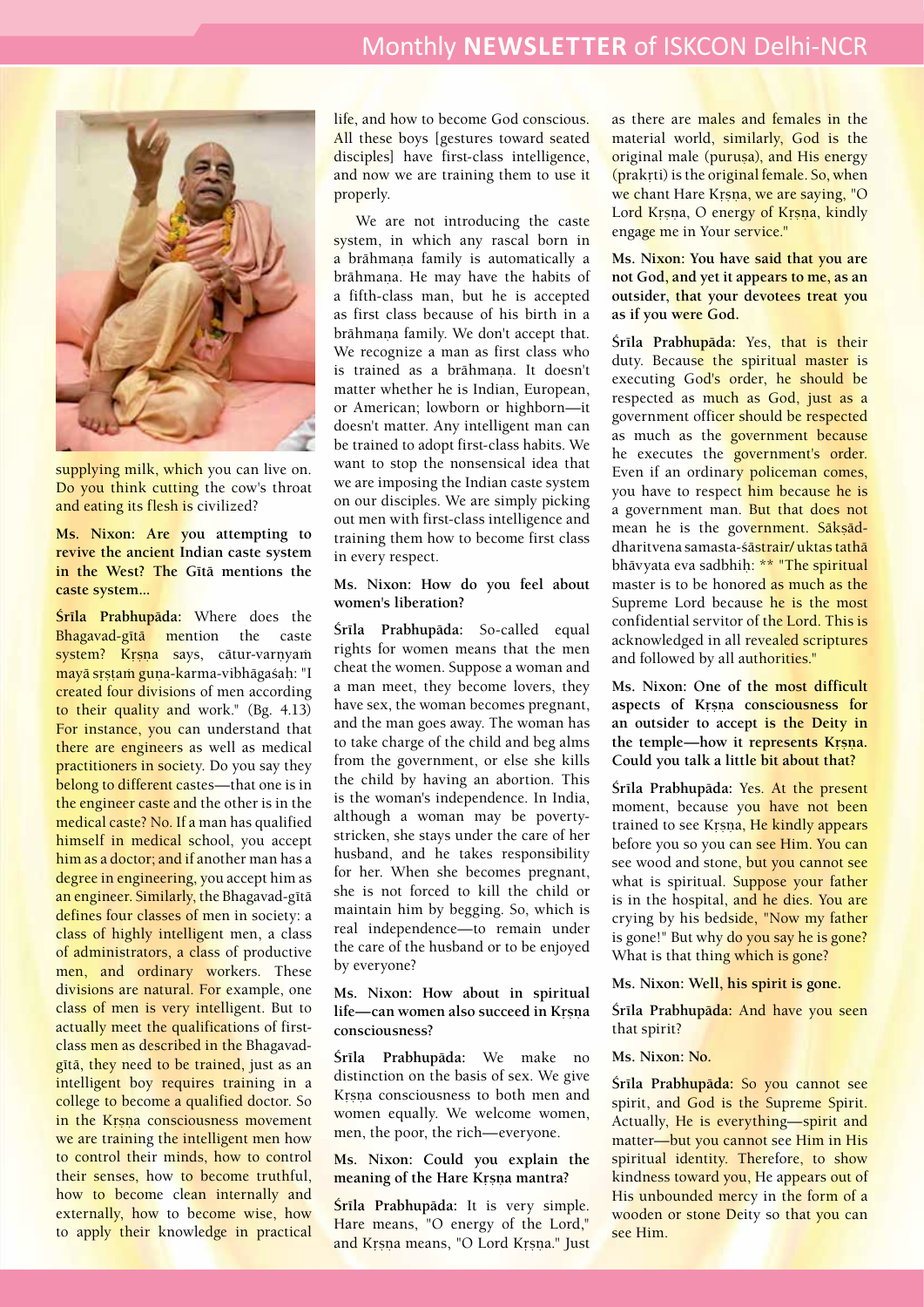supplying milk, which you can live on. Do you think cutting the cow's throat and eating its flesh is civilized?

**Ms. Nixon: Are you attempting to revive the ancient Indian caste system in the West? The Gītā mentions the caste system...**

**Śrīla Prabhupāda:** Where does the Bhagavad-gītā mention the caste system? Kṛṣṇa says, cātur-varṇyaṁ mayā sṛṣṭaṁ guṇa-karma-vibhāgaśaḥ: "I created four divisions of men according to their quality and work." (Bg. 4.13) For instance, you can understand that there are engineers as well as medical practitioners in society. Do you say they belong to different castes—that one is in the engineer caste and the other is in the medical caste? No. If a man has qualified himself in medical school, you accept him as a doctor; and if another man has a degree in engineering, you accept him as an engineer. Similarly, the Bhagavad-gītā defines four classes of men in society: a class of highly intelligent men, a class of administrators, a class of productive men, and ordinary workers. These divisions are natural. For example, one class of men is very intelligent. But to actually meet the qualifications of first-class men as described in the Bhagavad-gītā, they need to be trained, just as an intelligent boy requires training in a college to become a qualified doctor. So in the Kṛṣṇa consciousness movement we are training the intelligent men how to control their minds, how to control their senses, how to become truthful, how to become clean internally and externally, how to become wise, how to apply their knowledge in practical life, and how to become God conscious. All these boys [gestures toward seated disciples] have first-class intelligence, and now we are training them to use it properly.

We are not introducing the caste system, in which any rascal born in a brāhmaṇa family is automatically a brāhmaṇa. He may have the habits of a fifth-class man, but he is accepted as first class because of his birth in a brāhmaṇa family. We don't accept that. We recognize a man as first class who is trained as a brāhmaṇa. It doesn't matter whether he is Indian, European, or American; lowborn or highborn—it doesn't matter. Any intelligent man can be trained to adopt first-class habits. We want to stop the nonsensical idea that we are imposing the Indian caste system on our disciples. We are simply picking out men with first-class intelligence and training them how to become first class in every respect.

**Ms. Nixon: How do you feel about women's liberation?**

**Śrīla Prabhupāda:** So-called equal rights for women means that the men cheat the women. Suppose a woman and a man meet, they become lovers, they have sex, the woman becomes pregnant, and the man goes away. The woman has to take charge of the child and beg alms from the government, or else she kills the child by having an abortion. This is the woman's independence. In India, although a woman may be poverty-stricken, she stays under the care of her husband, and he takes responsibility for her. When she becomes pregnant, she is not forced to kill the child or maintain him by begging. So, which is real independence—to remain under the care of the husband or to be enjoyed by everyone?

**Ms. Nixon: How about in spiritual life—can women also succeed in Kṛṣṇa consciousness?**

**Śrīla Prabhupāda:** We make no distinction on the basis of sex. We give Kṛṣṇa consciousness to both men and women equally. We welcome women, men, the poor, the rich—everyone.

**Ms. Nixon: Could you explain the meaning of the Hare Kṛṣṇa mantra?**

**Śrīla Prabhupāda:** It is very simple. Hare means, "O energy of the Lord," and Kṛṣṇa means, "O Lord Kṛṣṇa." Just as there are males and females in the material world, similarly, God is the original male (puruṣa), and His energy (prakṛti) is the original female. So, when we chant Hare Kṛṣṇa, we are saying, "O Lord Kṛṣṇa, O energy of Kṛṣṇa, kindly engage me in Your service."

**Ms. Nixon: You have said that you are not God, and yet it appears to me, as an outsider, that your devotees treat you as if you were God.**

**Śrīla Prabhupāda:** Yes, that is their duty. Because the spiritual master is executing God's order, he should be respected as much as God, just as a government officer should be respected as much as the government because he executes the government's order. Even if an ordinary policeman comes, you have to respect him because he is a government man. But that does not mean he is the government. Sākṣād-dharitvena samasta-śāstrair/ uktas tathā bhāvyata eva sadbhiḥ: ** "The spiritual master is to be honored as much as the Supreme Lord because he is the most confidential servitor of the Lord. This is acknowledged in all revealed scriptures and followed by all authorities."

**Ms. Nixon: One of the most difficult aspects of Kṛṣṇa consciousness for an outsider to accept is the Deity in the temple—how it represents Kṛṣṇa. Could you talk a little bit about that?**

**Śrīla Prabhupāda:** Yes. At the present moment, because you have not been trained to see Kṛṣṇa, He kindly appears before you so you can see Him. You can see wood and stone, but you cannot see what is spiritual. Suppose your father is in the hospital, and he dies. You are crying by his bedside, "Now my father is gone!" But why do you say he is gone? What is that thing which is gone?

**Ms. Nixon: Well, his spirit is gone.**

**Śrīla Prabhupāda:** And have you seen that spirit?

**Ms. Nixon: No.**

**Śrīla Prabhupāda:** So you cannot see spirit, and God is the Supreme Spirit. Actually, He is everything—spirit and matter—but you cannot see Him in His spiritual identity. Therefore, to show kindness toward you, He appears out of His unbounded mercy in the form of a wooden or stone Deity so that you can see Him.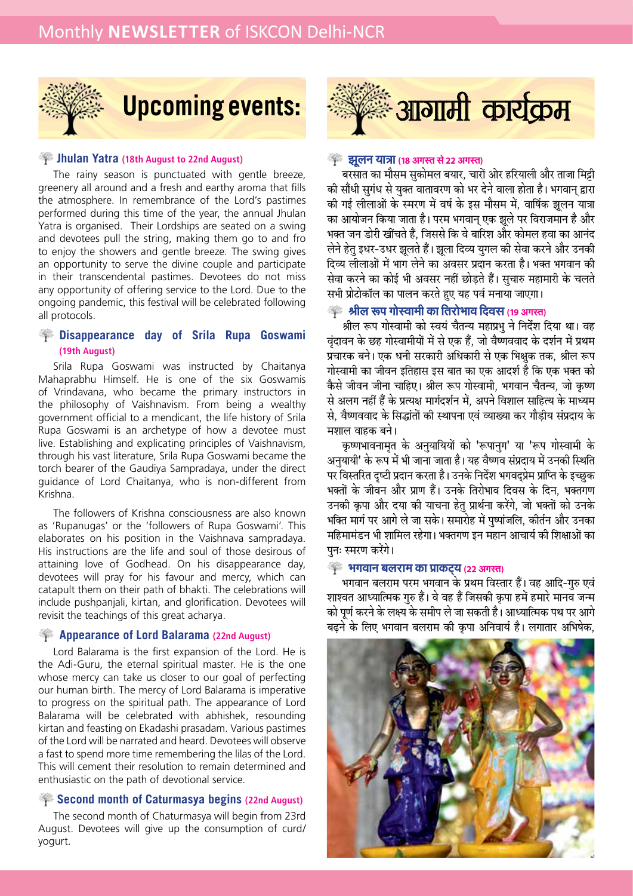# Upcoming events:

### Jhulan Yatra (18th August to 22nd August)

The rainy season is punctuated with gentle breeze, greenery all around and a fresh and earthy aroma that fills the atmosphere. In remembrance of the Lord's pastimes performed during this time of the year, the annual Jhulan Yatra is organised. Their Lordships are seated on a swing and devotees pull the string, making them go to and fro to enjoy the showers and gentle breeze. The swing gives an opportunity to serve the divine couple and participate in their transcendental pastimes. Devotees do not miss any opportunity of offering service to the Lord. Due to the ongoing pandemic, this festival will be celebrated following all protocols.

### Disappearance day of Srila Rupa Goswami (19th August)

Srila Rupa Goswami was instructed by Chaitanya Mahaprabhu Himself. He is one of the six Goswamis of Vrindavana, who became the primary instructors in the philosophy of Vaishnavism. From being a wealthy government official to a mendicant, the life history of Srila Rupa Goswami is an archetype of how a devotee must live. Establishing and explicating principles of Vaishnavism, through his vast literature, Srila Rupa Goswami became the torch bearer of the Gaudiya Sampradaya, under the direct guidance of Lord Chaitanya, who is non-different from Krishna.

The followers of Krishna consciousness are also known as 'Rupanugas' or the 'followers of Rupa Goswami'. This elaborates on his position in the Vaishnava sampradaya. His instructions are the life and soul of those desirous of attaining love of Godhead. On his disappearance day, devotees will pray for his favour and mercy, which can catapult them on their path of bhakti. The celebrations will include pushpanjali, kirtan, and glorification. Devotees will revisit the teachings of this great acharya.

### Appearance of Lord Balarama (22nd August)

Lord Balarama is the first expansion of the Lord. He is the Adi-Guru, the eternal spiritual master. He is the one whose mercy can take us closer to our goal of perfecting our human birth. The mercy of Lord Balarama is imperative to progress on the spiritual path. The appearance of Lord Balarama will be celebrated with abhishek, resounding kirtan and feasting on Ekadashi prasadam. Various pastimes of the Lord will be narrated and heard. Devotees will observe a fast to spend more time remembering the lilas of the Lord. This will cement their resolution to remain determined and enthusiastic on the path of devotional service.

### Second month of Caturmasya begins (22nd August)

The second month of Chaturmasya will begin from 23rd August. Devotees will give up the consumption of curd/ yogurt.

# आगामी कार्यक्रम

### झूलन यात्रा (18 अगस्त से 22 अगस्त)

बरसात का मौसम सुकोमल बयार, चारों ओर हरियाली और ताजा मिट्टी की सौंधी सुगंध से युक्त वातावरण को भर देने वाला होता है। भगवान् द्वारा की गई लीलाओं के स्मरण में वर्ष के इस मौसम में, वार्षिक झूलन यात्रा का आयोजन किया जाता है। परम भगवान् एक झूले पर विराजमान है और भक्त जन डोरी खींचते हैं, जिससे कि वे बारिश और कोमल हवा का आनंद लेने हेतु इधर-उधर झूलते हैं। झूला दिव्य युगल की सेवा करने और उनकी दिव्य लीलाओं में भाग लेने का अवसर प्रदान करता है। भक्त भगवान की सेवा करने का कोई भी अवसर नहीं छोड़ते हैं। सुचारु महामारी के चलते सभी प्रोटोकॉल का पालन करते हुए यह पर्व मनाया जाएगा।

### श्रील रूप गोस्वामी का तिरोभाव दिवस (19 अगस्त)

श्रील रूप गोस्वामी को स्वयं चैतन्य महाप्रभु ने निर्देश दिया था। वह वृंदावन के छह गोस्वामीयों में से एक हैं, जो वैष्णववाद के दर्शन में प्रथम प्रचारक बने। एक धनी सरकारी अधिकारी से एक भिक्षुक तक, श्रील रूप गोस्वामी का जीवन इतिहास इस बात का एक आदर्श है कि एक भक्त को कैसे जीवन जीना चाहिए। श्रील रूप गोस्वामी, भगवान चैतन्य, जो कृष्ण से अलग नहीं हैं के प्रत्यक्ष मार्गदर्शन में, अपने विशाल साहित्य के माध्यम से, वैष्णववाद के सिद्धांतों की स्थापना एवं व्याख्या कर गौड़ीय संप्रदाय के मशाल वाहक बने।

कृष्णभावनामृत के अनुयायियों को 'रूपानुग' या 'रूप गोस्वामी के अनुयायी' के रूप में भी जाना जाता है। यह वैष्णव संप्रदाय में उनकी स्थिति पर विस्तरित दृष्टी प्रदान करता है। उनके निर्देश भगवद्प्रेम प्राप्ति के इच्छुक भक्तों के जीवन और प्राण हैं। उनके तिरोभाव दिवस के दिन, भक्तगण उनकी कृपा और दया की याचना हेतु प्रार्थना करेंगे, जो भक्तों को उनके भक्ति मार्ग पर आगे ले जा सके। समारोह में पुष्पांजलि, कीर्तन और उनका महिमामंडन भी शामिल रहेगा। भक्तगण इन महान आचार्य की शिक्षाओं का पुनः स्मरण करेंगे।

### भगवान बलराम का प्राकट्य (22 अगस्त)

भगवान बलराम परम भगवान के प्रथम विस्तार हैं। वह आदि-गुरु एवं शाश्वत आध्यात्मिक गुरु हैं। वे वह हैं जिसकी कृपा हमें हमारे मानव जन्म को पूर्ण करने के लक्ष्य के समीप ले जा सकती है। आध्यात्मिक पथ पर आगे बढ़ने के लिए भगवान बलराम की कृपा अनिवार्य है। लगातार अभिषेक,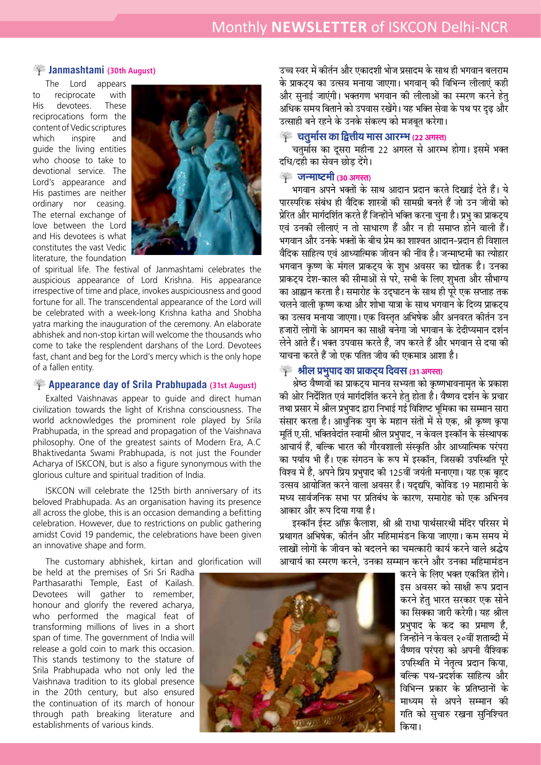### Janmashtami (30th August)

The Lord appears to reciprocate with His devotees. These reciprocations form the content of Vedic scriptures which inspire and guide the living entities who choose to take to devotional service. The Lord's appearance and His pastimes are neither ordinary nor ceasing. The eternal exchange of love between the Lord and His devotees is what constitutes the vast Vedic literature, the foundation of spiritual life. The festival of Janmashtami celebrates the auspicious appearance of Lord Krishna. His appearance irrespective of time and place, invokes auspiciousness and good fortune for all. The transcendental appearance of the Lord will be celebrated with a week-long Krishna katha and Shobha yatra marking the inauguration of the ceremony. An elaborate abhishek and non-stop kirtan will welcome the thousands who come to take the resplendent darshans of the Lord. Devotees fast, chant and beg for the Lord's mercy which is the only hope of a fallen entity.

### Appearance day of Srila Prabhupada (31st August)

Exalted Vaishnavas appear to guide and direct human civilization towards the light of Krishna consciousness. The world acknowledges the prominent role played by Srila Prabhupada, in the spread and propagation of the Vaishnava philosophy. One of the greatest saints of Modern Era, A.C Bhaktivedanta Swami Prabhupada, is not just the Founder Acharya of ISKCON, but is also a figure synonymous with the glorious culture and spiritual tradition of India.

ISKCON will celebrate the 125th birth anniversary of its beloved Prabhupada. As an organisation having its presence all across the globe, this is an occasion demanding a befitting celebration. However, due to restrictions on public gathering amidst Covid 19 pandemic, the celebrations have been given an innovative shape and form.

The customary abhishek, kirtan and glorification will be held at the premises of Sri Sri Radha Parthasarathi Temple, East of Kailash. Devotees will gather to remember, honour and glorify the revered acharya, who performed the magical feat of transforming millions of lives in a short span of time. The government of India will release a gold coin to mark this occasion. This stands testimony to the stature of Srila Prabhupada who not only led the Vaishnava tradition to its global presence in the 20th century, but also ensured the continuation of its march of honour through path breaking literature and establishments of various kinds.

उच्च स्वर में कीर्तन और एकादशी भोज प्रसादम के साथ ही भगवान बलराम के प्राकट्य का उत्सव मनाया जाएगा। भगवान् की विभिन्न लीलाएं कही और सुनाई जाएंगी। भक्तगण भगवान की लीलाओं का स्मरण करने हेतु अधिक समय बिताने को उपवास रखेंगे। यह भक्ति सेवा के पथ पर दृढ़ और उत्साही बने रहने के उनके संकल्प को मजबूत करेगा।

### चतुर्मास का द्वितीय मास आरम्भ (22 अगस्त)

चतुर्मास का दूसरा महीना 22 अगस्त से आरम्भ होगा। इसमें भक्त दधि/दही का सेवन छोड़ देंगे।

### जन्माष्टमी (30 अगस्त)

भगवान अपने भक्तों के साथ आदान प्रदान करते दिखाई देते हैं। ये पारस्परिक संबंध ही वैदिक शास्त्रों की सामग्री बनते हैं जो उन जीवों को प्रेरित और मार्गदर्शित करते हैं जिन्होंने भक्ति करना चुना है। प्रभु का प्राकट्य एवं उनकी लीलाएं न तो साधारण हैं और न ही समाप्त होने वाली हैं। भगवान और उनके भक्तों के बीच प्रेम का शाश्वत आदान-प्रदान ही विशाल वैदिक साहित्य एवं आध्यात्मिक जीवन की नींव है। जन्माष्टमी का त्योहार भगवान कृष्ण के मंगल प्राकट्य के शुभ अवसर का द्योतक है। उनका प्राकट्य देश-काल की सीमाओं से परे, सभी के लिए शुभता और सौभाग्य का आह्वान करता है। समारोह के उद्घाटन के साथ ही पूरे एक सप्ताह तक चलने वाली कृष्ण कथा और शोभा यात्रा के साथ भगवान के दिव्य प्राकट्य का उत्सव मनाया जाएगा। एक विस्तृत अभिषेक और अनवरत कीर्तन उन हजारों लोगों के आगमन का साक्षी बनेगा जो भगवान के देदीप्यमान दर्शन लेने आते हैं। भक्त उपवास करते हैं, जप करते हैं और भगवान से दया की याचना करते हैं जो एक पतित जीव की एकमात्र आशा है।

### श्रील प्रभुपाद का प्राकट्य दिवस (31 अगस्त)

श्रेष्ठ वैष्णवों का प्राकट्य मानव सभ्यता को कृष्णभावनामृत के प्रकाश की ओर निर्देशित एवं मार्गदर्शित करने हेतु होता है। वैष्णव दर्शन के प्रचार तथा प्रसार में श्रील प्रभुपाद द्वारा निभाई गई विशिष्ट भूमिका का सम्मान सारा संसार करता है। आधुनिक युग के महान संतों में से एक, श्री कृष्ण कृपा मूर्ति ए.सी. भक्तिवेदांत स्वामी श्रील प्रभुपाद, न केवल इस्कॉन के संस्थापक आचार्य हैं, बल्कि भारत की गौरवशाली संस्कृति और आध्यात्मिक परंपरा का पर्याय भी हैं। एक संगठन के रूप में इस्कॉन, जिसकी उपस्थिति पूरे विश्व में है, अपने प्रिय प्रभुपाद की 125वीं जयंती मनाएगा। यह एक बृहद उत्सव आयोजित करने वाला अवसर है। यद्यपि, कोविड 19 महामारी के मध्य सार्वजनिक सभा पर प्रतिबंध के कारण, समारोह को एक अभिनव आकार और रूप दिया गया है।

इस्कॉन ईस्ट ऑफ़ कैलाश, श्री श्री राधा पार्थसारथी मंदिर परिसर में प्रथागत अभिषेक, कीर्तन और महिमामंडन किया जाएगा। कम समय में लाखों लोगों के जीवन को बदलने का चमत्कारी कार्य करने वाले श्रद्धेय आचार्य का स्मरण करने, उनका सम्मान करने और उनका महिमामंडन करने के लिए भक्त एकत्रित होंगे। इस अवसर को साक्षी रूप प्रदान करने हेतु भारत सरकार एक सोने का सिक्का जारी करेगी। यह श्रील प्रभुपाद के कद का प्रमाण है, जिन्होंने न केवल २०वीं शताब्दी में वैष्णव परंपरा को अपनी वैश्विक उपस्थिति में नेतृत्व प्रदान किया, बल्कि पथ-प्रदर्शक साहित्य और विभिन्न प्रकार के प्रतिष्ठानों के माध्यम से अपने सम्मान की गति को सुचारु रखना सुनिश्चित किया।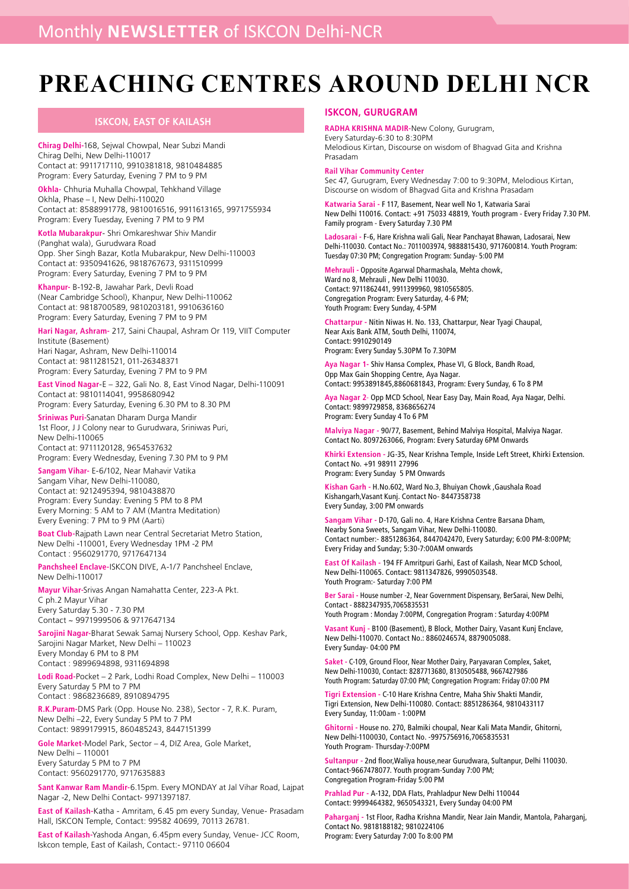# PREACHING CENTRES AROUND DELHI NCR

## ISKCON, EAST OF KAILASH

**Chirag Delhi**-168, Sejwal Chowpal, Near Subzi Mandi
Chirag Delhi, New Delhi-110017
Contact at: 9911717110, 9910381818, 9810484885
Program: Every Saturday, Evening 7 PM to 9 PM

**Okhla**- Chhuria Muhalla Chowpal, Tehkhand Village
Okhla, Phase – I, New Delhi-110020
Contact at: 8588991778, 9810016516, 9911613165, 9971755934
Program: Every Tuesday, Evening 7 PM to 9 PM

**Kotla Mubarakpur**- Shri Omkareshwar Shiv Mandir
(Panghat wala), Gurudwara Road
Opp. Sher Singh Bazar, Kotla Mubarakpur, New Delhi-110003
Contact at: 9350941626, 9818767673, 9311510999
Program: Every Saturday, Evening 7 PM to 9 PM

**Khanpur**- B-192-B, Jawahar Park, Devli Road
(Near Cambridge School), Khanpur, New Delhi-110062
Contact at: 9818700589, 9810203181, 9910636160
Program: Every Saturday, Evening 7 PM to 9 PM

**Hari Nagar, Ashram**- 217, Saini Chaupal, Ashram Or 119, VIIT Computer Institute (Basement)
Hari Nagar, Ashram, New Delhi-110014
Contact at: 9811281521, 011-26348371
Program: Every Saturday, Evening 7 PM to 9 PM

**East Vinod Nagar**-E – 322, Gali No. 8, East Vinod Nagar, Delhi-110091
Contact at: 9810114041, 9958680942
Program: Every Saturday, Evening 6.30 PM to 8.30 PM

**Sriniwas Puri**-Sanatan Dharam Durga Mandir
1st Floor, J J Colony near to Gurudwara, Sriniwas Puri,
New Delhi-110065
Contact at: 9711120128, 9654537632
Program: Every Wednesday, Evening 7.30 PM to 9 PM

**Sangam Vihar**- E-6/102, Near Mahavir Vatika
Sangam Vihar, New Delhi-110080,
Contact at: 9212495394, 9810438870
Program: Every Sunday: Evening 5 PM to 8 PM
Every Morning: 5 AM to 7 AM (Mantra Meditation)
Every Evening: 7 PM to 9 PM (Aarti)

**Boat Club**-Rajpath Lawn near Central Secretariat Metro Station,
New Delhi -110001, Every Wednesday 1PM -2 PM
Contact : 9560291770, 9717647134

**Panchsheel Enclave**-ISKCON DIVE, A-1/7 Panchsheel Enclave,
New Delhi-110017

**Mayur Vihar**-Srivas Angan Namahatta Center, 223-A Pkt.
C ph.2 Mayur Vihar
Every Saturday 5.30 - 7.30 PM
Contact ~ 9971999506 & 9717647134

**Sarojini Nagar**-Bharat Sewak Samaj Nursery School, Opp. Keshav Park,
Sarojini Nagar Market, New Delhi – 110023
Every Monday 6 PM to 8 PM
Contact : 9899694898, 9311694898

**Lodi Road**-Pocket – 2 Park, Lodhi Road Complex, New Delhi – 110003
Every Saturday 5 PM to 7 PM
Contact : 9868236689, 8910894795

**R.K.Puram**-DMS Park (Opp. House No. 238), Sector - 7, R.K. Puram,
New Delhi –22, Every Sunday 5 PM to 7 PM
Contact: 9899179915, 860485243, 8447151399

**Gole Market**-Model Park, Sector – 4, DIZ Area, Gole Market,
New Delhi – 110001
Every Saturday 5 PM to 7 PM
Contact: 9560291770, 9717635883

**Sant Kanwar Ram Mandir**-6.15pm. Every MONDAY at Jal Vihar Road, Lajpat Nagar -2, New Delhi Contact- 9971397187.

**East of Kailash**-Katha - Amritam, 6.45 pm every Sunday, Venue- Prasadam Hall, ISKCON Temple, Contact: 99582 40699, 70113 26781.

**East of Kailash**-Yashoda Angan, 6.45pm every Sunday, Venue- JCC Room, Iskcon temple, East of Kailash, Contact:- 97110 06604

## ISKCON, GURUGRAM

**RADHA KRISHNA MADIR**-New Colony, Gurugram,
Every Saturday-6:30 to 8:30PM
Melodious Kirtan, Discourse on wisdom of Bhagvad Gita and Krishna Prasadam

**Rail Vihar Community Center**
Sec 47, Gurugram, Every Wednesday 7:00 to 9:30PM, Melodious Kirtan, Discourse on wisdom of Bhagvad Gita and Krishna Prasadam

**Katwaria Sarai** - F 117, Basement, Near well No 1, Katwaria Sarai
New Delhi 110016. Contact: +91 75033 48819, Youth program - Every Friday 7.30 PM.
Family program - Every Saturday 7.30 PM

**Ladosarai** - F-6, Hare Krishna wali Gali, Near Panchayat Bhawan, Ladosarai, New Delhi-110030. Contact No.: 7011003974, 9888815430, 9717600814. Youth Program: Tuesday 07:30 PM; Congregation Program: Sunday- 5:00 PM

**Mehrauli** - Opposite Agarwal Dharmashala, Mehta chowk,
Ward no 8, Mehrauli , New Delhi 110030.
Contact: 9711862441, 9911399960, 9810565805.
Congregation Program: Every Saturday, 4-6 PM;
Youth Program: Every Sunday, 4-5PM

**Chattarpur** - Nitin Niwas H. No. 133, Chattarpur, Near Tyagi Chaupal,
Near Axis Bank ATM, South Delhi, 110074,
Contact: 9910290149
Program: Every Sunday 5.30PM To 7.30PM

**Aya Nagar 1**- Shiv Hansa Complex, Phase VI, G Block, Bandh Road,
Opp Max Gain Shopping Centre, Aya Nagar.
Contact: 9953891845,8860681843, Program: Every Sunday, 6 To 8 PM

**Aya Nagar 2**- Opp MCD School, Near Easy Day, Main Road, Aya Nagar, Delhi.
Contact: 9899729858, 8368656274
Program: Every Sunday 4 To 6 PM

**Malviya Nagar** - 90/77, Basement, Behind Malviya Hospital, Malviya Nagar.
Contact No. 8097263066, Program: Every Saturday 6PM Onwards

**Khirki Extension** - JG-35, Near Krishna Temple, Inside Left Street, Khirki Extension.
Contact No. +91 98911 27996
Program: Every Sunday 5 PM Onwards

**Kishan Garh** - H.No.602, Ward No.3, Bhuiyan Chowk ,Gaushala Road
Kishangarh,Vasant Kunj. Contact No- 8447358738
Every Sunday, 3:00 PM onwards

**Sangam Vihar** - D-170, Gali no. 4, Hare Krishna Centre Barsana Dham,
Nearby Sona Sweets, Sangam Vihar, New Delhi-110080.
Contact number:- 8851286364, 8447042470, Every Saturday; 6:00 PM-8:00PM;
Every Friday and Sunday; 5:30-7:00AM onwards

**East Of Kailash** - 194 FF Amritpuri Garhi, East of Kailash, Near MCD School,
New Delhi-110065. Contact: 9811347826, 9990503548.
Youth Program:- Saturday 7:00 PM

**Ber Sarai** - House number -2, Near Government Dispensary, BerSarai, New Delhi,
Contact - 8882347935,7065835531
Youth Program : Monday 7:00PM, Congregation Program : Saturday 4:00PM

**Vasant Kunj** - B100 (Basement), B Block, Mother Dairy, Vasant Kunj Enclave,
New Delhi-110070. Contact No.: 8860246574, 8879005088.
Every Sunday- 04:00 PM

**Saket** - C-109, Ground Floor, Near Mother Dairy, Paryavaran Complex, Saket,
New Delhi-110030, Contact: 8287713680, 8130505488, 9667427986
Youth Program: Saturday 07:00 PM; Congregation Program: Friday 07:00 PM

**Tigri Extension** - C-10 Hare Krishna Centre, Maha Shiv Shakti Mandir,
Tigri Extension, New Delhi-110080. Contact: 8851286364, 9810433117
Every Sunday, 11:00am - 1:00PM

**Ghitorni** - House no. 270, Balmiki choupal, Near Kali Mata Mandir, Ghitorni,
New Delhi-1100030, Contact No. -9975756916,7065835531
Youth Program- Thursday-7:00PM

**Sultanpur** - 2nd floor,Waliya house,near Gurudwara, Sultanpur, Delhi 110030.
Contact-9667478077. Youth program-Sunday 7:00 PM;
Congregation Program-Friday 5:00 PM

**Prahlad Pur** - A-132, DDA Flats, Prahladpur New Delhi 110044
Contact: 9999464382, 9650543321, Every Sunday 04:00 PM

**Paharganj** - 1st Floor, Radha Krishna Mandir, Near Jain Mandir, Mantola, Paharganj,
Contact No. 9818188182; 9810224106
Program: Every Saturday 7:00 To 8:00 PM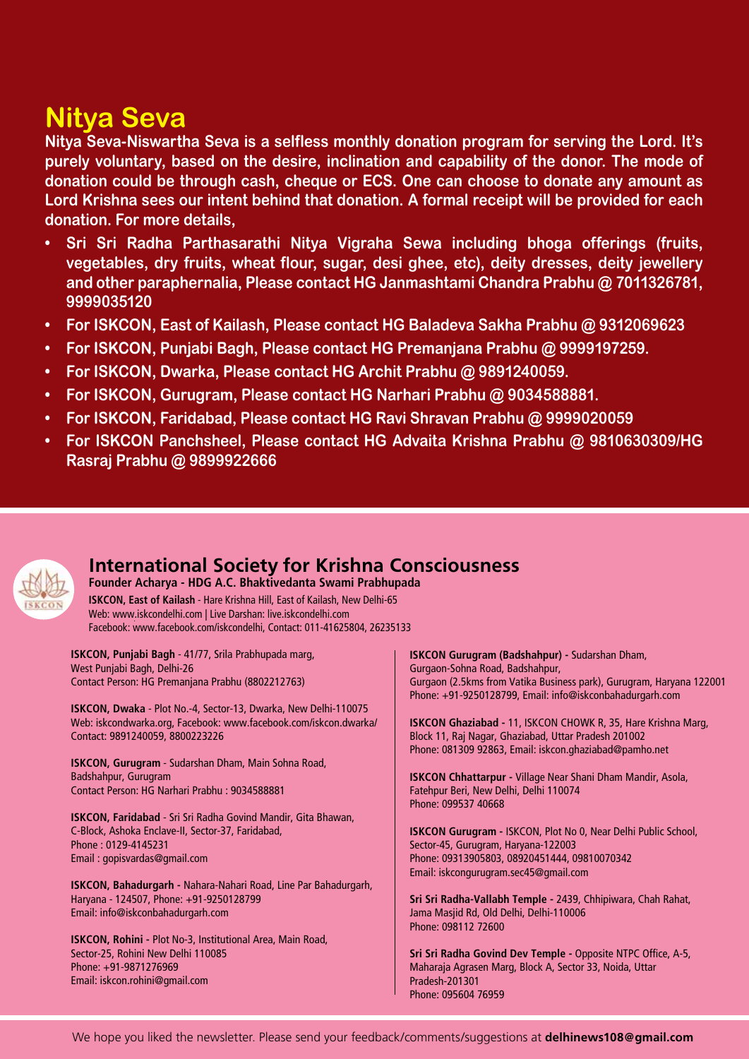# Nitya Seva

**Nitya Seva-Niswartha Seva is a selfless monthly donation program for serving the Lord. It's purely voluntary, based on the desire, inclination and capability of the donor. The mode of donation could be through cash, cheque or ECS. One can choose to donate any amount as Lord Krishna sees our intent behind that donation. A formal receipt will be provided for each donation. For more details,**

- **Sri Sri Radha Parthasarathi Nitya Vigraha Sewa including bhoga offerings (fruits, vegetables, dry fruits, wheat flour, sugar, desi ghee, etc), deity dresses, deity jewellery and other paraphernalia, Please contact HG Janmashtami Chandra Prabhu @ 7011326781, 9999035120**
- **For ISKCON, East of Kailash, Please contact HG Baladeva Sakha Prabhu @ 9312069623**
- **For ISKCON, Punjabi Bagh, Please contact HG Premanjana Prabhu @ 9999197259.**
- **For ISKCON, Dwarka, Please contact HG Archit Prabhu @ 9891240059.**
- **For ISKCON, Gurugram, Please contact HG Narhari Prabhu @ 9034588881.**
- **For ISKCON, Faridabad, Please contact HG Ravi Shravan Prabhu @ 9999020059**
- **For ISKCON Panchsheel, Please contact HG Advaita Krishna Prabhu @ 9810630309/HG Rasraj Prabhu @ 9899922666**

## International Society for Krishna Consciousness

**Founder Acharya - HDG A.C. Bhaktivedanta Swami Prabhupada**

**ISKCON, East of Kailash** - Hare Krishna Hill, East of Kailash, New Delhi-65
Web: www.iskcondelhi.com | Live Darshan: live.iskcondelhi.com
Facebook: www.facebook.com/iskcondelhi, Contact: 011-41625804, 26235133

**ISKCON, Punjabi Bagh** - 41/77, Srila Prabhupada marg, West Punjabi Bagh, Delhi-26
Contact Person: HG Premanjana Prabhu (8802212763)

**ISKCON, Dwaka** - Plot No.-4, Sector-13, Dwarka, New Delhi-110075
Web: iskcondwarka.org, Facebook: www.facebook.com/iskcon.dwarka/
Contact: 9891240059, 8800223226

**ISKCON, Gurugram** - Sudarshan Dham, Main Sohna Road, Badshahpur, Gurugram
Contact Person: HG Narhari Prabhu : 9034588881

**ISKCON, Faridabad** - Sri Sri Radha Govind Mandir, Gita Bhawan, C-Block, Ashoka Enclave-II, Sector-37, Faridabad,
Phone : 0129-4145231
Email : gopisvardas@gmail.com

**ISKCON, Bahadurgarh** - Nahara-Nahari Road, Line Par Bahadurgarh, Haryana - 124507, Phone: +91-9250128799
Email: info@iskconbahadurgarh.com

**ISKCON, Rohini** - Plot No-3, Institutional Area, Main Road, Sector-25, Rohini New Delhi 110085
Phone: +91-9871276969
Email: iskcon.rohini@gmail.com

**ISKCON Gurugram (Badshahpur)** - Sudarshan Dham, Gurgaon-Sohna Road, Badshahpur, Gurgaon (2.5kms from Vatika Business park), Gurugram, Haryana 122001
Phone: +91-9250128799, Email: info@iskconbahadurgarh.com

**ISKCON Ghaziabad** - 11, ISKCON CHOWK R, 35, Hare Krishna Marg, Block 11, Raj Nagar, Ghaziabad, Uttar Pradesh 201002
Phone: 081309 92863, Email: iskcon.ghaziabad@pamho.net

**ISKCON Chhattarpur** - Village Near Shani Dham Mandir, Asola, Fatehpur Beri, New Delhi, Delhi 110074
Phone: 099537 40668

**ISKCON Gurugram** - ISKCON, Plot No 0, Near Delhi Public School, Sector-45, Gurugram, Haryana-122003
Phone: 09313905803, 08920451444, 09810070342
Email: iskcongurugram.sec45@gmail.com

**Sri Sri Radha-Vallabh Temple** - 2439, Chhipiwara, Chah Rahat, Jama Masjid Rd, Old Delhi, Delhi-110006
Phone: 098112 72600

**Sri Sri Radha Govind Dev Temple** - Opposite NTPC Office, A-5, Maharaja Agrasen Marg, Block A, Sector 33, Noida, Uttar Pradesh-201301
Phone: 095604 76959

We hope you liked the newsletter. Please send your feedback/comments/suggestions at **delhinews108@gmail.com**